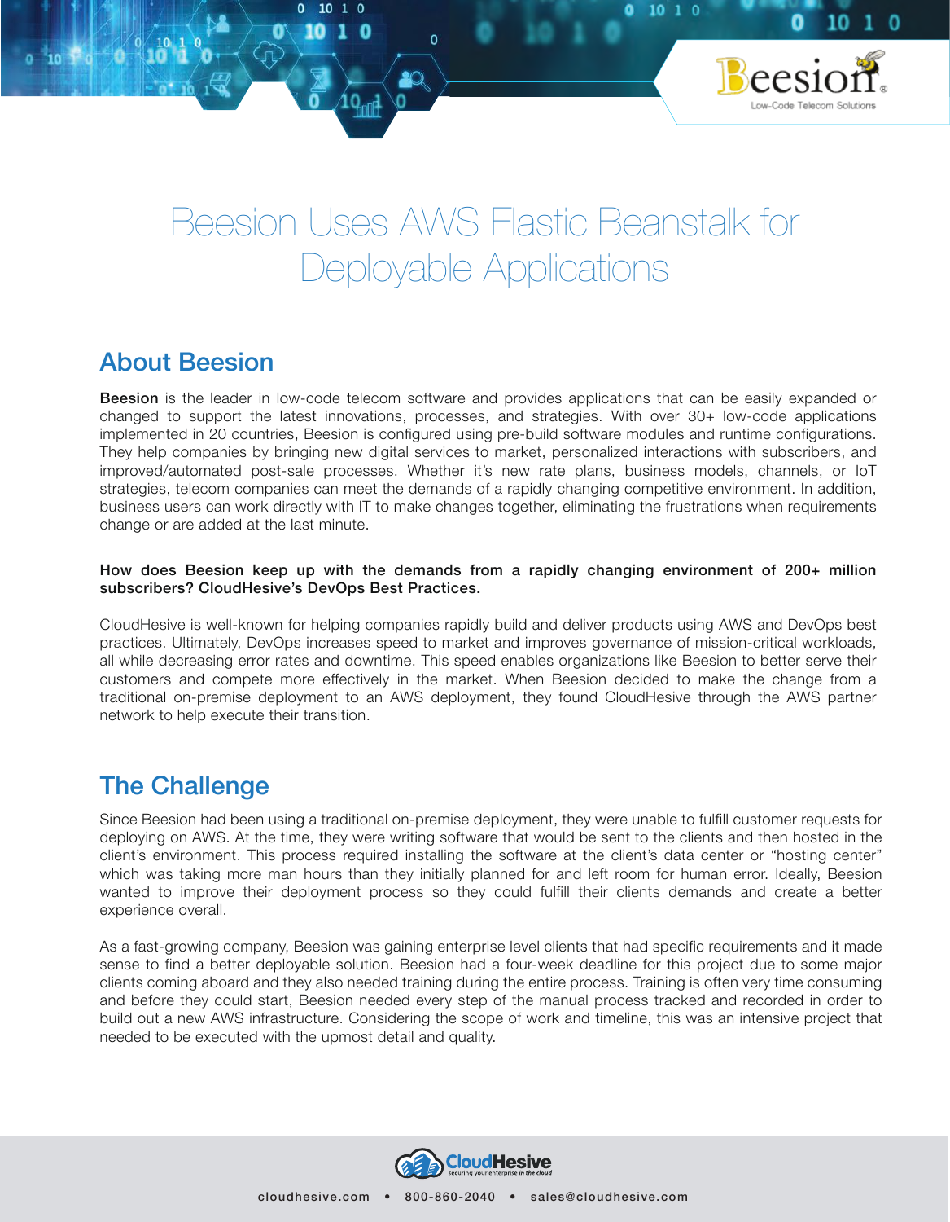# Beesion Uses AWS Elastic Beanstalk for Deployable Applications

## About Beesion

**Beesion** is the leader in low-code telecom software and provides applications that can be easily expanded or changed to support the latest innovations, processes, and strategies. With over 30+ low-code applications implemented in 20 countries, Beesion is configured using pre-build software modules and runtime configurations. They help companies by bringing new digital services to market, personalized interactions with subscribers, and improved/automated post-sale processes. Whether it's new rate plans, business models, channels, or IoT strategies, telecom companies can meet the demands of a rapidly changing competitive environment. In addition, business users can work directly with IT to make changes together, eliminating the frustrations when requirements change or are added at the last minute.

**How does Beesion keep up with the demands from a rapidly changing environment of 200+ million subscribers? CloudHesive's DevOps Best Practices.**

CloudHesive is well-known for helping companies rapidly build and deliver products using AWS and DevOps best practices. Ultimately, DevOps increases speed to market and improves governance of mission-critical workloads, all while decreasing error rates and downtime. This speed enables organizations like Beesion to better serve their customers and compete more effectively in the market. When Beesion decided to make the change from a traditional on-premise deployment to an AWS deployment, they found CloudHesive through the AWS partner network to help execute their transition.

## The Challenge

Since Beesion had been using a traditional on-premise deployment, they were unable to fulfill customer requests for deploying on AWS. At the time, they were writing software that would be sent to the clients and then hosted in the client's environment. This process required installing the software at the client's data center or "hosting center" which was taking more man hours than they initially planned for and left room for human error. Ideally, Beesion wanted to improve their deployment process so they could fulfill their clients demands and create a better experience overall.

As a fast-growing company, Beesion was gaining enterprise level clients that had specific requirements and it made sense to find a better deployable solution. Beesion had a four-week deadline for this project due to some major clients coming aboard and they also needed training during the entire process. Training is often very time consuming and before they could start, Beesion needed every step of the manual process tracked and recorded in order to build out a new AWS infrastructure. Considering the scope of work and timeline, this was an intensive project that needed to be executed with the upmost detail and quality.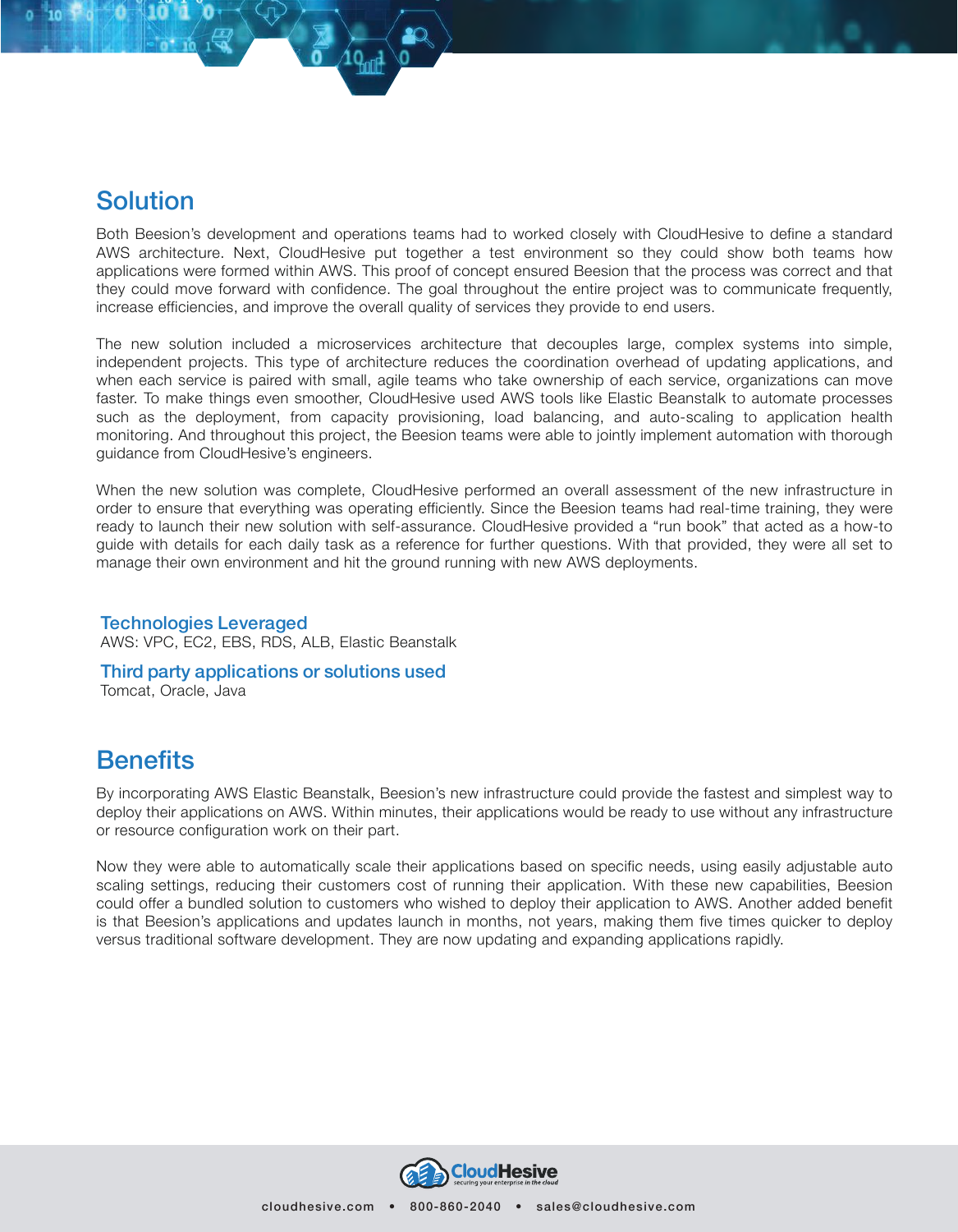## Solution

Both Beesion's development and operations teams had to worked closely with CloudHesive to define a standard AWS architecture. Next, CloudHesive put together a test environment so they could show both teams how applications were formed within AWS. This proof of concept ensured Beesion that the process was correct and that they could move forward with confidence. The goal throughout the entire project was to communicate frequently, increase efficiencies, and improve the overall quality of services they provide to end users.

The new solution included a microservices architecture that decouples large, complex systems into simple, independent projects. This type of architecture reduces the coordination overhead of updating applications, and when each service is paired with small, agile teams who take ownership of each service, organizations can move faster. To make things even smoother, CloudHesive used AWS tools like Elastic Beanstalk to automate processes such as the deployment, from capacity provisioning, load balancing, and auto-scaling to application health monitoring. And throughout this project, the Beesion teams were able to jointly implement automation with thorough guidance from CloudHesive's engineers.

When the new solution was complete, CloudHesive performed an overall assessment of the new infrastructure in order to ensure that everything was operating efficiently. Since the Beesion teams had real-time training, they were ready to launch their new solution with self-assurance. CloudHesive provided a "run book" that acted as a how-to guide with details for each daily task as a reference for further questions. With that provided, they were all set to manage their own environment and hit the ground running with new AWS deployments.

### Technologies Leveraged

AWS: VPC, EC2, EBS, RDS, ALB, Elastic Beanstalk

### Third party applications or solutions used

Tomcat, Oracle, Java

## Benefits

By incorporating AWS Elastic Beanstalk, Beesion's new infrastructure could provide the fastest and simplest way to deploy their applications on AWS. Within minutes, their applications would be ready to use without any infrastructure or resource configuration work on their part.

Now they were able to automatically scale their applications based on specific needs, using easily adjustable auto scaling settings, reducing their customers cost of running their application. With these new capabilities, Beesion could offer a bundled solution to customers who wished to deploy their application to AWS. Another added benefit is that Beesion's applications and updates launch in months, not years, making them five times quicker to deploy versus traditional software development. They are now updating and expanding applications rapidly.

CloudHesive — securing your enterprise in the cloud

cloudhesive.com • 800-860-2040 • sales@cloudhesive.com